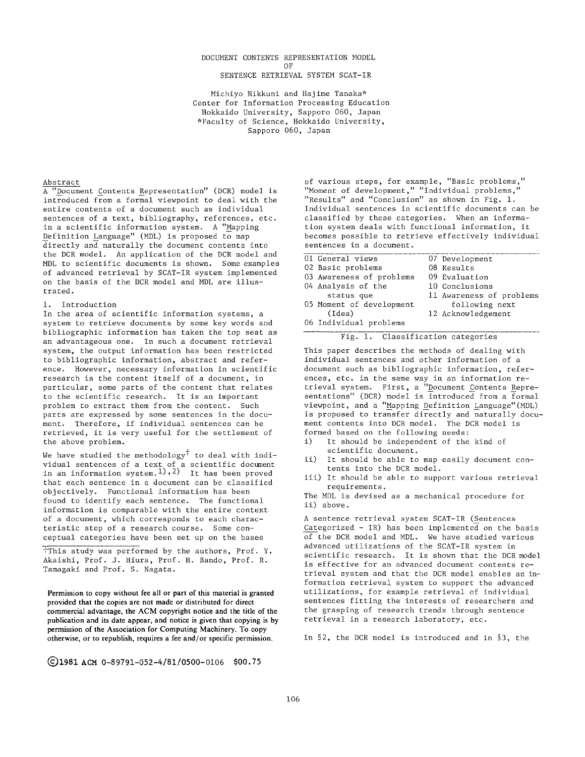# DOCUMENT CONTENTS REPRESENTATION MODEL OF SENTENCE RETRIEVAL SYSTEM SCAT-IR

Michiyo Nikkuni and Hajime Tanaka*
Center for Information Processing Education
Hokkaido University, Sapporo 060, Japan
*Faculty of Science, Hokkaido University,
Sapporo 060, Japan

## Abstract

A "Document Contents Representation" (DCR) model is introduced from a formal viewpoint to deal with the entire contents of a document such as individual sentences of a text, bibliography, references, etc. in a scientific information system. A "Mapping Definition Language" (MDL) is proposed to map directly and naturally the document contents into the DCR model. An application of the DCR model and MDL to scientific documents is shown. Some examples of advanced retrieval by SCAT-IR system implemented on the basis of the DCR model and MDL are illustrated.

## 1. Introduction

In the area of scientific information systems, a system to retrieve documents by some key words and bibliographic information has taken the top seat as an advantageous one. In such a document retrieval system, the output information has been restricted to bibliographic information, abstract and reference. However, necessary information in scientific research is the content itself of a document, in particular, some parts of the content that relates to the scientific research. It is an important problem to extract them from the content. Such parts are expressed by some sentences in the document. Therefore, if individual sentences can be retrieved, it is very useful for the settlement of the above problem.

We have studied the methodology† to deal with individual sentences of a text of a scientific document in an information system.[1),2)] It has been proved that each sentence in a document can be classified objectively. Functional information has been found to identify each sentence. The functional information is comparable with the entire context of a document, which corresponds to each characteristic step of a research course. Some conceptual categories have been set up on the bases of various steps, for example, "Basic problems," "Moment of development," "Individual problems," "Results" and "Conclusion" as shown in Fig. 1. Individual sentences in scientific documents can be classified by these categories. When an information system deals with functional information, it becomes possible to retrieve effectively individual sentences in a document.

| | |
|---|---|
| 01 General views | 07 Development |
| 02 Basic problems | 08 Results |
| 03 Awareness of problems | 09 Evaluation |
| 04 Analysis of the status que | 10 Conclusions |
| 05 Moment of development (Idea) | 11 Awareness of problems following next |
| 06 Individual problems | 12 Acknowledgement |

Fig. 1. Classification categories

This paper describes the methods of dealing with individual sentences and other information of a document such as bibliographic information, references, etc. in the same way in an information retrieval system. First, a "Document Contents Representations" (DCR) model is introduced from a formal viewpoint, and a "Mapping Definition Language"(MDL) is proposed to transfer directly and naturally document contents into DCR model. The DCR model is formed based on the following needs:

i) It should be independent of the kind of scientific document.
ii) It should be able to map easily document contents into the DCR model.
iii) It should be able to support various retrieval requirements.

The MDL is devised as a mechanical procedure for ii) above.

A sentence retrieval system SCAT-IR (Sentences Categorized - IR) has been implemented on the basis of the DCR model and MDL. We have studied various advanced utilizations of the SCAT-IR system in scientific research. It is shown that the DCR model is effective for an advanced document contents retrieval system and that the DCR model enables an information retrieval system to support the advanced utilizations, for example retrieval of individual sentences fitting the interests of researchers and the grasping of research trends through sentence retrieval in a research laboratory, etc.

In §2, the DCR model is introduced and in §3, the

---

†This study was performed by the authors, Prof. Y. Akaishi, Prof. J. Hiura, Prof. H. Bando, Prof. R. Tamagaki and Prof. S. Nagata.

**Permission to copy without fee all or part of this material is granted provided that the copies are not made or distributed for direct commercial advantage, the ACM copyright notice and the title of the publication and its date appear, and notice is given that copying is by permission of the Association for Computing Machinery. To copy otherwise, or to republish, requires a fee and/or specific permission.**

©1981 ACM 0-89791-052-4/81/0500-0106 $00.75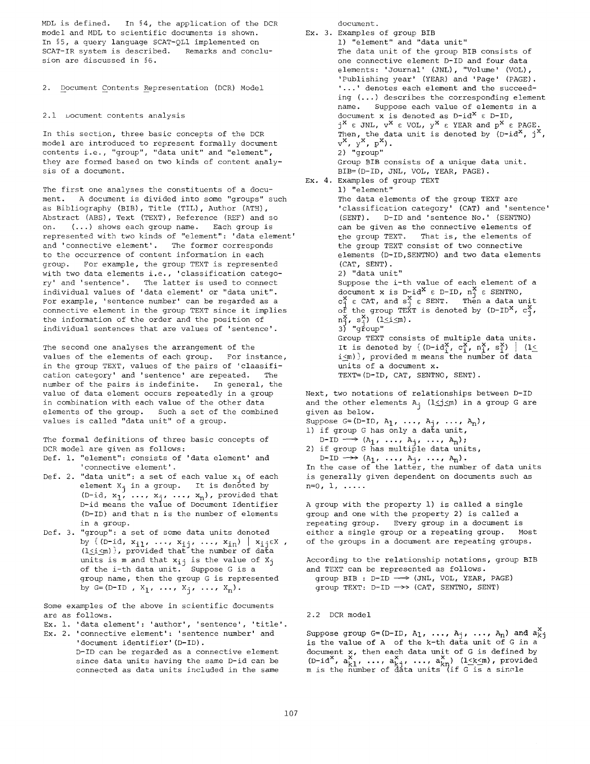MDL is defined. In §4, the application of the DCR model and MDL to scientific documents is shown. In §5, a query language SCAT-QL1 implemented on SCAT-IR system is described. Remarks and conclusion are discussed in §6.

## 2. Document Contents Representation (DCR) Model

### 2.1 Document contents analysis

In this section, three basic concepts of the DCR model are introduced to represent formally document contents i.e., "group", "data unit" and "element", they are formed based on two kinds of content analysis of a document.

The first one analyses the constituents of a document. A document is divided into some "groups" such as Bibliography (BIB), Title (TIL), Author (ATH), Abstract (ABS), Text (TEXT), Reference (REF) and so on. (...) shows each group name. Each group is represented with two kinds of "element": 'data element' and 'connective element'. The former corresponds to the occurrence of content information in each group. For example, the group TEXT is represented with two data elements i.e., 'classification category' and 'sentence'. The latter is used to connect individual values of 'data element' or "data unit". For example, 'sentence number' can be regarded as a connective element in the group TEXT since it implies the information of the order and the position of individual sentences that are values of 'sentence'.

The second one analyses the arrangement of the values of the elements of each group. For instance, in the group TEXT, values of the pairs of 'claasification category' and 'sentence' are repeated. The number of the pairs is indefinite. In general, the value of data element occurs repeatedly in a group in combination with each value of the other data elements of the group. Such a set of the combined values is called "data unit" of a group.

The formal definitions of three basic concepts of DCR model are given as follows:

Def. 1. "element": consists of 'data element' and 'connective element'.

Def. 2. "data unit": a set of each value $x_j$ of each element $X_j$ in a group. It is denoted by (D-id, $x_1$, ..., $x_j$, ..., $x_n$), provided that D-id means the value of Document Identifier (D-ID) and that n is the number of elements in a group.

Def. 3. "group": a set of some data units denoted by $\{$(D-id, $x_{i1}$, ..., $x_{ij}$, ..., $x_{in}$) $\mid x_{ij} \varepsilon X$, $(1 \leq i \leq m)\}$, provided that the number of data units is m and that $x_{ij}$ is the value of $X_j$ of the i-th data unit. Suppose G is a group name, then the group G is represented by G=(D-ID , $X_1$, ..., $X_j$, ..., $X_n$).

Some examples of the above in scientific documents are as follows.

Ex. 1. 'data element': 'author', 'sentence', 'title'.

Ex. 2. 'connective element': 'sentence number' and 'document identifier' (D-ID).
D-ID can be regarded as a connective element since data units having the same D-id can be connected as data units included in the same document.

Ex. 3. Examples of group BIB

1) "element" and "data unit"
The data unit of the group BIB consists of one connective element D-ID and four data elements: 'Journal' (JNL), 'Volume' (VOL), 'Publishing year' (YEAR) and 'Page' (PAGE). '...' denotes each element and the succeeding (...) describes the corresponding element name. Suppose each value of elements in a document x is denoted as D-id$^x$ $\varepsilon$ D-ID, $j^x \varepsilon$ JNL, $v^x \varepsilon$ VOL, $y^x \varepsilon$ YEAR and $p^x \varepsilon$ PAGE. Then, the data unit is denoted by (D-id$^x$, $j^x$, $v^x$, $y^x$, $p^x$).

2) "group"
Group BIB consists of a unique data unit.
BIB=(D-ID, JNL, VOL, YEAR, PAGE).

Ex. 4. Examples of group TEXT

1) "element"
The data elements of the group TEXT are 'classification category' (CAT) and 'sentence' (SENT). D-ID and 'sentence No.' (SENTNO) can be given as the connective elements of the group TEXT. That is, the elements of the group TEXT consist of two connective elements (D-ID,SENTNO) and two data elements (CAT, SENT).

2) "data unit"
Suppose the i-th value of each element of a document x is D-id$^x$ $\varepsilon$ D-ID, $n_j^x \varepsilon$ SENTNO, $c_j^x \varepsilon$ CAT, and $s_j^x \varepsilon$ SENT. Then a data unit of the group TEXT is denoted by (D-ID$^x$, $c_j^x$, $n_j^x$, $s_j^x$) $(1 \leq i \leq m)$.

3) "group"
Group TEXT consists of multiple data units. It is denoted by $\{$(D-id$_i^x$, $c_i^x$, $n_i^x$, $s_i^x$) $\mid (1 \leq i \leq m)\}$, provided m means the number of data units of a document x.
TEXT=(D-ID, CAT, SENTNO, SENT).

Next, two notations of relationships between D-ID and the other elements $A_j$ $(1 \leq j \leq m)$ in a group G are given as below.

Suppose G=(D-ID, $A_1$, ..., $A_j$, ..., $A_n$),

1) if group G has only a data unit,
D-ID $\longrightarrow$ ($A_1$, ..., $A_j$, ..., $A_n$);

2) if group G has multiple data units,
D-ID $\twoheadrightarrow$ ($A_1$, ..., $A_j$, ..., $A_n$).

In the case of the latter, the number of data units is generally given dependent on documents such as n=0, 1, ....

A group with the property 1) is called a single group and one with the property 2) is called a repeating group. Every group in a document is either a single group or a repeating group. Most of the groups in a document are repeating groups.

According to the relationship notations, group BIB and TEXT can be represented as follows.

group BIB : D-ID $\longrightarrow$ (JNL, VOL, YEAR, PAGE)
group TEXT: D-ID $\twoheadrightarrow$ (CAT, SENTNO, SENT)

### 2.2 DCR model

Suppose group G=(D-ID, $A_1$, ..., $A_j$, ..., $A_n$) and $a_{kj}^x$ is the value of A of the k-th data unit of G in a document x, then each data unit of G is defined by (D-id$^x$, $a_{k1}^x$, ..., $a_{kj}^x$, ..., $a_{kn}^x$) $(1 \leq k \leq m)$, provided m is the number of data units (if G is a single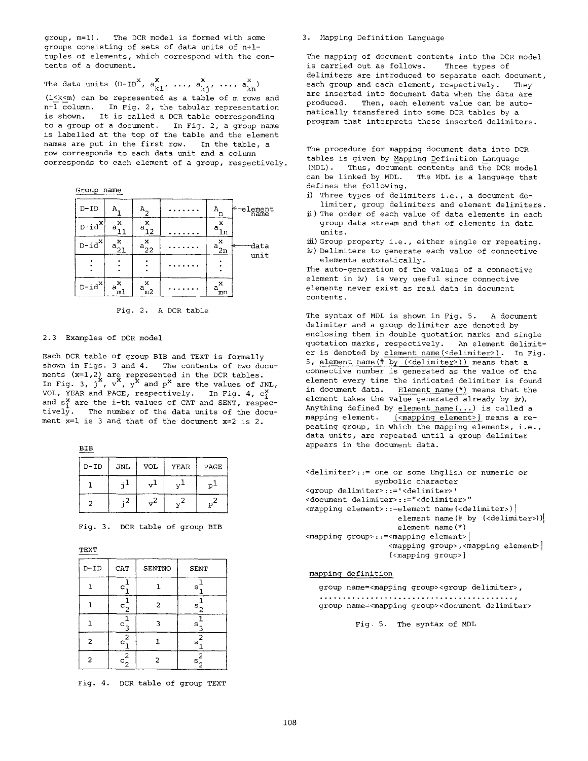group, m=1). The DCR model is formed with some groups consisting of sets of data units of n+1-tuples of elements, which correspond with the contents of a document.

The data units (D-ID$^x$, $a^x_{k1}$, ..., $a^x_{kj}$, ..., $a^x_{kn}$) ($1 \le k \le m$) can be represented as a table of m rows and n+1 column. In Fig. 2, the tabular representation is shown. It is called a DCR table corresponding to a group of a document. In Fig. 2, a group name is labelled at the top of the table and the element names are put in the first row. In the table, a row corresponds to each data unit and a column corresponds to each element of a group, respectively.

Group name

| D-ID | $A_1$ | $A_2$ | ....... | $A_n$ ← element name |
|---|---|---|---|---|
| D-id$^x$ | $a^x_{11}$ | $a^x_{12}$ | ....... | $a^x_{1n}$ |
| D-id$^x$ | $a^x_{21}$ | $a^x_{22}$ | ....... | $a^x_{2n}$ ← data unit |
| ⋮ | ⋮ | ⋮ | ....... | ⋮ |
| D-id$^x$ | $a^x_{m1}$ | $a^x_{m2}$ | ....... | $a^x_{mn}$ |

Fig. 2. A DCR table

### 2.3 Examples of DCR model

Each DCR table of group BIB and TEXT is formally shown in Figs. 3 and 4. The contents of two documents (x=1,2) are represented in the DCR tables. In Fig. 3, $j^x$, $v^x$, $y^x$ and $p^x$ are the values of JNL, VOL, YEAR and PAGE, respectively. In Fig. 4, $c^x_i$ and $s^x_i$ are the i-th values of CAT and SENT, respectively. The number of the data units of the document x=1 is 3 and that of the document x=2 is 2.

BIB

| D-ID | JNL | VOL | YEAR | PAGE |
|---|---|---|---|---|
| 1 | $j^1$ | $v^1$ | $y^1$ | $p^1$ |
| 2 | $j^2$ | $v^2$ | $y^2$ | $p^2$ |

Fig. 3. DCR table of group BIB

TEXT

| D-ID | CAT | SENTNO | SENT |
|---|---|---|---|
| 1 | $c^1_1$ | 1 | $s^1_1$ |
| 1 | $c^1_2$ | 2 | $s^1_2$ |
| 1 | $c^1_3$ | 3 | $s^1_3$ |
| 2 | $c^2_1$ | 1 | $s^2_1$ |
| 2 | $c^2_2$ | 2 | $s^2_2$ |

Fig. 4. DCR table of group TEXT

## 3. Mapping Definition Language

The mapping of document contents into the DCR model is carried out as follows. Three types of delimiters are introduced to separate each document, each group and each element, respectively. They are inserted into document data when the data are produced. Then, each element value can be automatically transfered into some DCR tables by a program that interprets these inserted delimiters.

The procedure for mapping document data into DCR tables is given by Mapping Definition Language (MDL). Thus, document contents and the DCR model can be linked by MDL. The MDL is a language that defines the following.

i) Three types of delimiters i.e., a document delimiter, group delimiters and element delimiters.
ii) The order of each value of data elements in each group data stream and that of elements in data units.
iii) Group property i.e., either single or repeating.
iv) Delimiters to generate each value of connective elements automatically.

The auto-generation of the values of a connective element in iv) is very useful since connective elements never exist as real data in document contents.

The syntax of MDL is shown in Fig. 5. A document delimiter and a group delimiter are denoted by enclosing them in double quotation marks and single quotation marks, respectively. An element delimiter is denoted by element name(<delimiter>). In Fig. 5, element name(# by (<delimiter>)) means that a connective number is generated as the value of the element every time the indicated delimiter is found in document data. Element name(*) means that the element takes the value generated already by iv). Anything defined by element name(...) is called a mapping element. [<mapping element>] means a repeating group, in which the mapping elements, i.e., data units, are repeated until a group delimiter appears in the document data.

```
<delimiter>::= one or some English or numeric or
               symbolic character
<group delimiter>::='<delimiter>'
<document delimiter>::="<delimiter>"
<mapping element>::=element name(<delimiter>)|
                    element name(# by (<delimiter>))|
                    element name(*)
<mapping group>::=<mapping element>|
                  <mapping group>,<mapping element>|
                  [<mapping group>]

mapping definition

  group name=<mapping group><group delimiter>,
  .........................................,
  group name=<mapping group><document delimiter>
```

Fig. 5. The syntax of MDL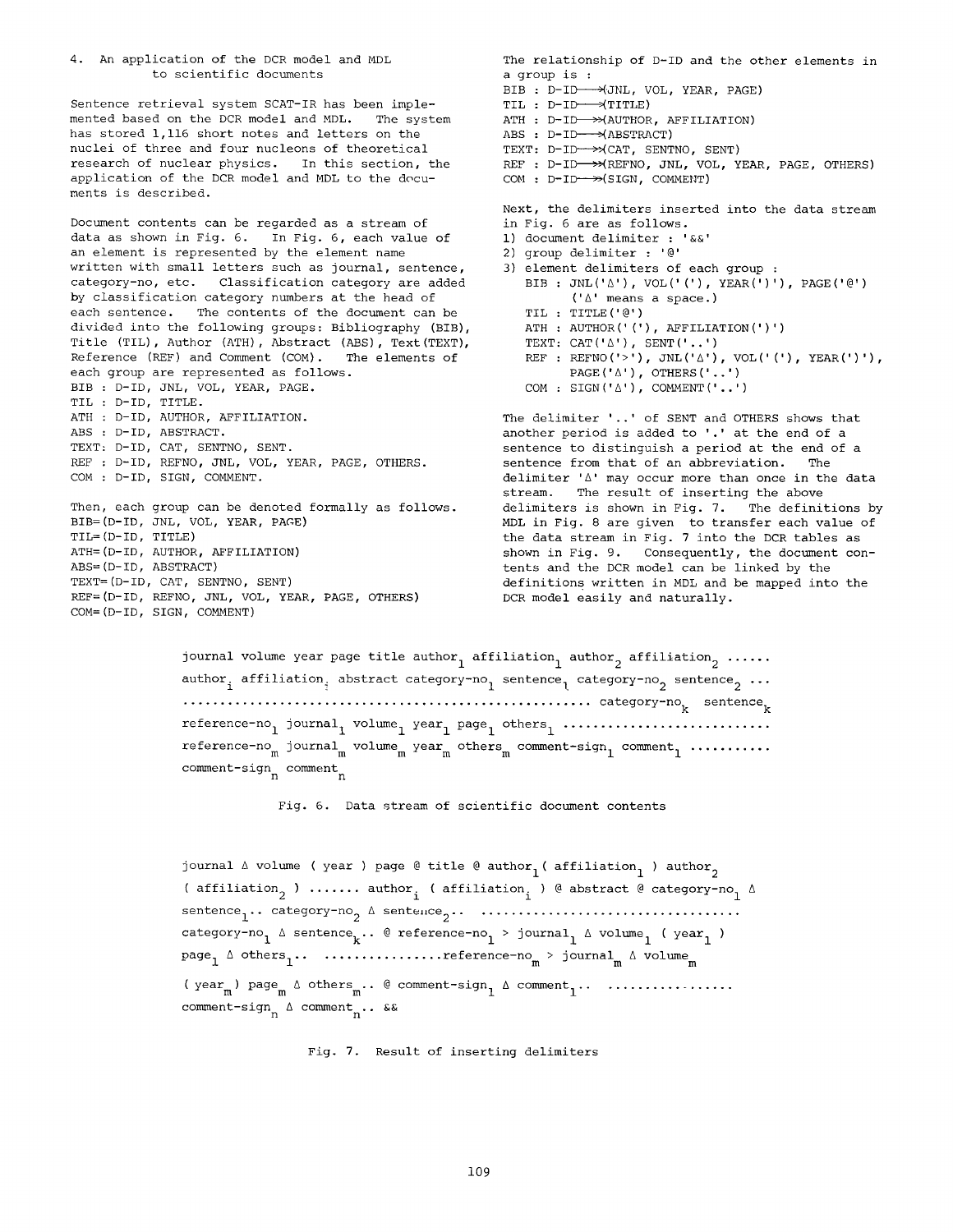## 4. An application of the DCR model and MDL to scientific documents

Sentence retrieval system SCAT-IR has been implemented based on the DCR model and MDL. The system has stored 1,116 short notes and letters on the nuclei of three and four nucleons of theoretical research of nuclear physics. In this section, the application of the DCR model and MDL to the documents is described.

Document contents can be regarded as a stream of data as shown in Fig. 6. In Fig. 6, each value of an element is represented by the element name written with small letters such as journal, sentence, category-no, etc. Classification category are added by classification category numbers at the head of each sentence. The contents of the document can be divided into the following groups: Bibliography (BIB), Title (TIL), Author (ATH), Abstract (ABS), Text(TEXT), Reference (REF) and Comment (COM). The elements of each group are represented as follows.

BIB : D-ID, JNL, VOL, YEAR, PAGE.
TIL : D-ID, TITLE.
ATH : D-ID, AUTHOR, AFFILIATION.
ABS : D-ID, ABSTRACT.
TEXT: D-ID, CAT, SENTNO, SENT.
REF : D-ID, REFNO, JNL, VOL, YEAR, PAGE, OTHERS.
COM : D-ID, SIGN, COMMENT.

Then, each group can be denoted formally as follows.

BIB=(D-ID, JNL, VOL, YEAR, PAGE)
TIL=(D-ID, TITLE)
ATH=(D-ID, AUTHOR, AFFILIATION)
ABS=(D-ID, ABSTRACT)
TEXT=(D-ID, CAT, SENTNO, SENT)
REF=(D-ID, REFNO, JNL, VOL, YEAR, PAGE, OTHERS)
COM=(D-ID, SIGN, COMMENT)

The relationship of D-ID and the other elements in a group is :

BIB : D-ID ⟶ (JNL, VOL, YEAR, PAGE)
TIL : D-ID ⟶ (TITLE)
ATH : D-ID ↠ (AUTHOR, AFFILIATION)
ABS : D-ID ⟶ (ABSTRACT)
TEXT: D-ID ↠ (CAT, SENTNO, SENT)
REF : D-ID ↠ (REFNO, JNL, VOL, YEAR, PAGE, OTHERS)
COM : D-ID ↠ (SIGN, COMMENT)

Next, the delimiters inserted into the data stream in Fig. 6 are as follows.

1) document delimiter : '&&'
2) group delimiter : '@'
3) element delimiters of each group :
   BIB : JNL('Δ'), VOL('('), YEAR(')'), PAGE('@')
   ('Δ' means a space.)
   TIL : TITLE('@')
   ATH : AUTHOR('('), AFFILIATION(')')
   TEXT: CAT('Δ'), SENT('..')
   REF : REFNO('>'), JNL('Δ'), VOL('('), YEAR(')'), PAGE('Δ'), OTHERS('..')
   COM : SIGN('Δ'), COMMENT('..')

The delimiter '..' of SENT and OTHERS shows that another period is added to '.' at the end of a sentence to distinguish a period at the end of a sentence from that of an abbreviation. The delimiter 'Δ' may occur more than once in the data stream. The result of inserting the above delimiters is shown in Fig. 7. The definitions by MDL in Fig. 8 are given to transfer each value of the data stream in Fig. 7 into the DCR tables as shown in Fig. 9. Consequently, the document contents and the DCR model can be linked by the definitions written in MDL and be mapped into the DCR model easily and naturally.

journal volume year page title $\text{author}_1$ $\text{affiliation}_1$ $\text{author}_2$ $\text{affiliation}_2$ ......
$\text{author}_i$ $\text{affiliation}_i$ abstract $\text{category-no}_1$ $\text{sentence}_1$ $\text{category-no}_2$ $\text{sentence}_2$ ...
........................................................ $\text{category-no}_k$ $\text{sentence}_k$
$\text{reference-no}_1$ $\text{journal}_1$ $\text{volume}_1$ $\text{year}_1$ $\text{page}_1$ $\text{others}_1$ ............................
$\text{reference-no}_m$ $\text{journal}_m$ $\text{volume}_m$ $\text{year}_m$ $\text{others}_m$ $\text{comment-sign}_1$ $\text{comment}_1$ ...........
$\text{comment-sign}_n$ $\text{comment}_n$

Fig. 6. Data stream of scientific document contents

journal Δ volume ( year ) page @ title @ $\text{author}_1$ ( $\text{affiliation}_1$ ) $\text{author}_2$
( $\text{affiliation}_2$ ) ....... $\text{author}_i$ ( $\text{affiliation}_i$ ) @ abstract @ $\text{category-no}_1$ Δ
$\text{sentence}_1$.. $\text{category-no}_2$ Δ $\text{sentence}_2$.. ..................................
$\text{category-no}_1$ Δ $\text{sentence}_k$.. @ $\text{reference-no}_1$ > $\text{journal}_1$ Δ $\text{volume}_1$ ( $\text{year}_1$ )
$\text{page}_1$ Δ $\text{others}_1$.. ................$\text{reference-no}_m$ > $\text{journal}_m$ Δ $\text{volume}_m$
( $\text{year}_m$ ) $\text{page}_m$ Δ $\text{others}_m$.. @ $\text{comment-sign}_1$ Δ $\text{comment}_1$.. ................
$\text{comment-sign}_n$ Δ $\text{comment}_n$.. &&

Fig. 7. Result of inserting delimiters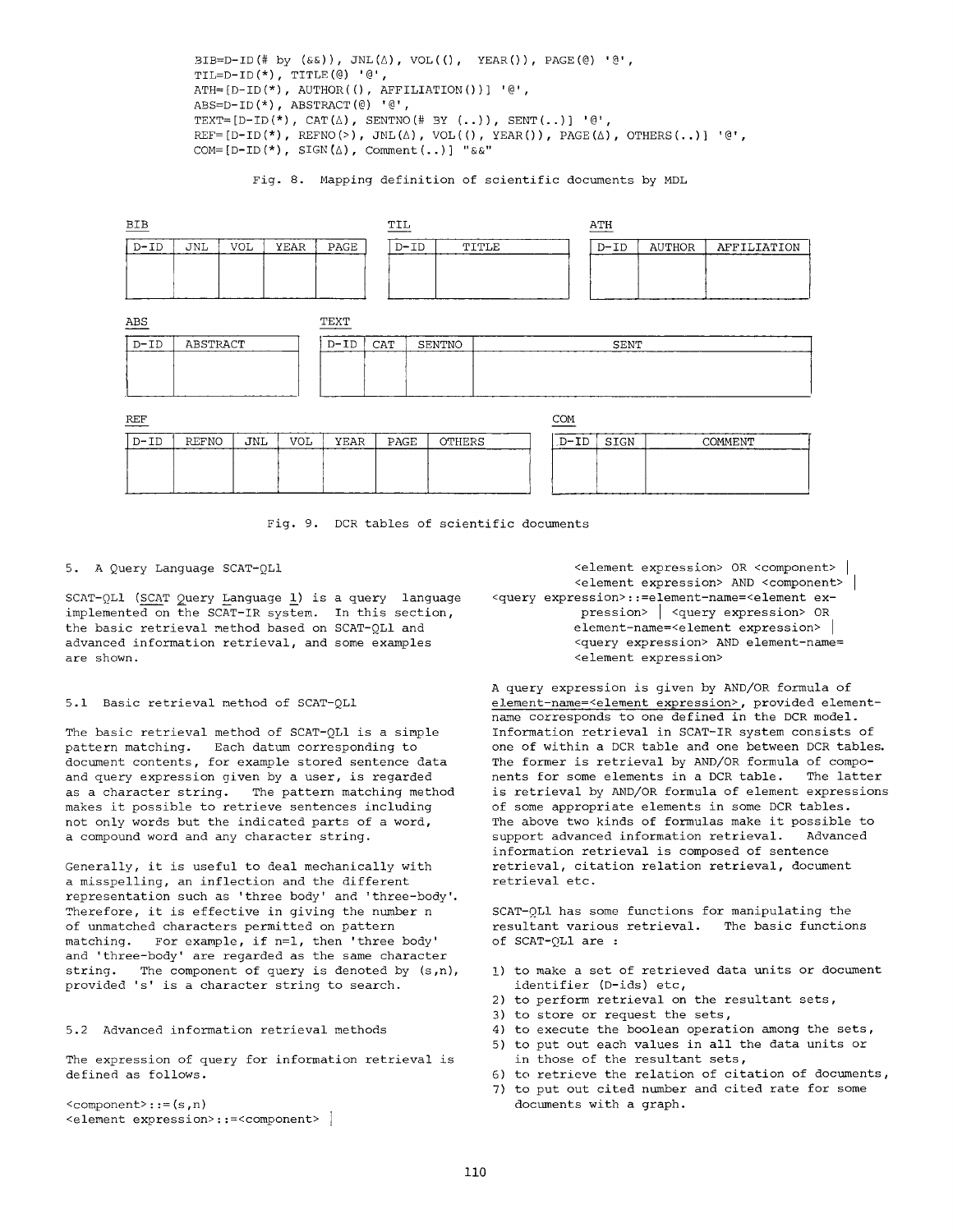```
BIB=D-ID(# by (&&)), JNL(Δ), VOL((), YEAR()), PAGE(@) '@',
TIL=D-ID(*), TITLE(@) '@',
ATH=[D-ID(*), AUTHOR((), AFFILIATION())] '@',
ABS=D-ID(*), ABSTRACT(@) '@',
TEXT=[D-ID(*), CAT(Δ), SENTNO(# BY (..)), SENT(..)] '@',
REF=[D-ID(*), REFNO(>), JNL(Δ), VOL((), YEAR()), PAGE(Δ), OTHERS(..)] '@',
COM=[D-ID(*), SIGN(Δ), Comment(..)] "&&"
```

Fig. 8. Mapping definition of scientific documents by MDL

BIB

| D-ID | JNL | VOL | YEAR | PAGE |
|---|---|---|---|---|
| | | | | |

TIL

| D-ID | TITLE |
|---|---|
| | |

ATH

| D-ID | AUTHOR | AFFILIATION |
|---|---|---|
| | | |

ABS

| D-ID | ABSTRACT |
|---|---|
| | |

TEXT

| D-ID | CAT | SENTNO | SENT |
|---|---|---|---|
| | | | |

REF

| D-ID | REFNO | JNL | VOL | YEAR | PAGE | OTHERS |
|---|---|---|---|---|---|---|
| | | | | | | |

COM

| D-ID | SIGN | COMMENT |
|---|---|---|
| | | |

Fig. 9. DCR tables of scientific documents

## 5. A Query Language SCAT-QL1

SCAT-QL1 (SCAT Query Language 1) is a query language implemented on the SCAT-IR system. In this section, the basic retrieval method based on SCAT-QL1 and advanced information retrieval, and some examples are shown.

### 5.1 Basic retrieval method of SCAT-QL1

The basic retrieval method of SCAT-QL1 is a simple pattern matching. Each datum corresponding to document contents, for example stored sentence data and query expression given by a user, is regarded as a character string. The pattern matching method makes it possible to retrieve sentences including not only words but the indicated parts of a word, a compound word and any character string.

Generally, it is useful to deal mechanically with a misspelling, an inflection and the different representation such as 'three body' and 'three-body'. Therefore, it is effective in giving the number n of unmatched characters permitted on pattern matching. For example, if n=1, then 'three body' and 'three-body' are regarded as the same character string. The component of query is denoted by (s,n), provided 's' is a character string to search.

### 5.2 Advanced information retrieval methods

The expression of query for information retrieval is defined as follows.

```
<component>::=(s,n)
<element expression>::=<component> |
        <element expression> OR <component> |
        <element expression> AND <component> |
<query expression>::=element-name=<element ex-
        pression> | <query expression> OR
        element-name=<element expression> |
        <query expression> AND element-name=
        <element expression>
```

A query expression is given by AND/OR formula of element-name=<element expression>, provided element-name corresponds to one defined in the DCR model. Information retrieval in SCAT-IR system consists of one of within a DCR table and one between DCR tables. The former is retrieval by AND/OR formula of components for some elements in a DCR table. The latter is retrieval by AND/OR formula of element expressions of some appropriate elements in some DCR tables. The above two kinds of formulas make it possible to support advanced information retrieval. Advanced information retrieval is composed of sentence retrieval, citation relation retrieval, document retrieval etc.

SCAT-QL1 has some functions for manipulating the resultant various retrieval. The basic functions of SCAT-QL1 are :

1) to make a set of retrieved data units or document identifier (D-ids) etc,
2) to perform retrieval on the resultant sets,
3) to store or request the sets,
4) to execute the boolean operation among the sets,
5) to put out each values in all the data units or in those of the resultant sets,
6) to retrieve the relation of citation of documents,
7) to put out cited number and cited rate for some documents with a graph.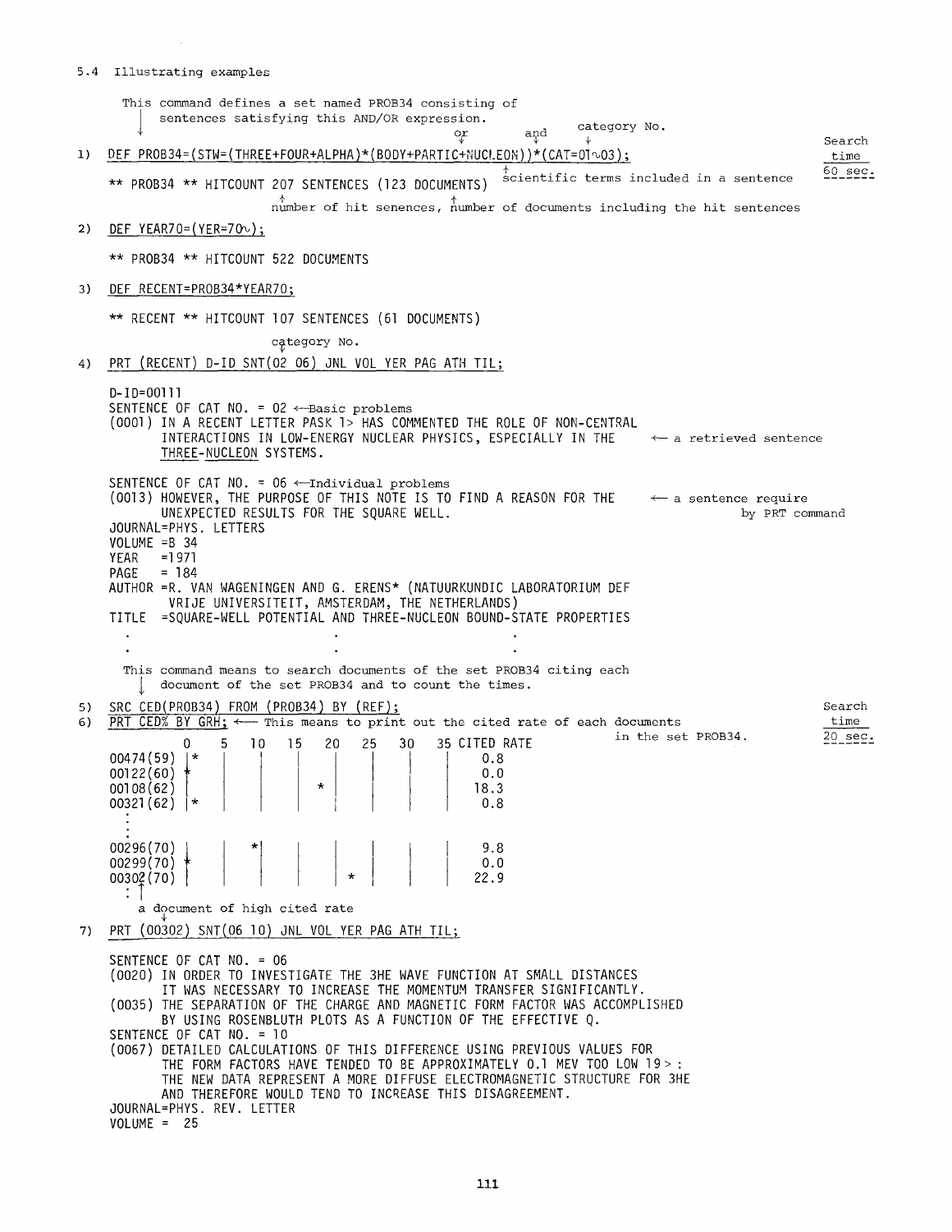5.4 Illustrating examples

This command defines a set named PROB34 consisting of sentences satisfying this AND/OR expression.

(or, and, category No.)

1) DEF PROB34=(STW=(THREE+FOUR+ALPHA)*(BODY+PARTIC+NUCLEON))*(CAT=01~03);

Search time 60 sec.

```
** PROB34 ** HITCOUNT 207 SENTENCES (123 DOCUMENTS)
```

scientific terms included in a sentence

number of hit senences, number of documents including the hit sentences

2) DEF YEAR70=(YER=70~);

```
** PROB34 ** HITCOUNT 522 DOCUMENTS
```

3) DEF RECENT=PROB34*YEAR70;

```
** RECENT ** HITCOUNT 107 SENTENCES (61 DOCUMENTS)
```

category No.

4) PRT (RECENT) D-ID SNT(02 06) JNL VOL YER PAG ATH TIL;

```
D-ID=00111
SENTENCE OF CAT NO. = 02 ←Basic problems
(0001) IN A RECENT LETTER PASK 1> HAS COMMENTED THE ROLE OF NON-CENTRAL
       INTERACTIONS IN LOW-ENERGY NUCLEAR PHYSICS, ESPECIALLY IN THE      ← a retrieved sentence
       THREE-NUCLEON SYSTEMS.

SENTENCE OF CAT NO. = 06 ←Individual problems
(0013) HOWEVER, THE PURPOSE OF THIS NOTE IS TO FIND A REASON FOR THE      ← a sentence require
       UNEXPECTED RESULTS FOR THE SQUARE WELL.                                by PRT command
JOURNAL=PHYS. LETTERS
VOLUME =B 34
YEAR   =1971
PAGE   = 184
AUTHOR =R. VAN WAGENINGEN AND G. ERENS* (NATUURKUNDIC LABORATORIUM DEF
        VRIJE UNIVERSITEIT, AMSTERDAM, THE NETHERLANDS)
TITLE  =SQUARE-WELL POTENTIAL AND THREE-NUCLEON BOUND-STATE PROPERTIES
   .                          .                          .
   .                          .                          .
```

This command means to search documents of the set PROB34 citing each document of the set PROB34 and to count the times.

5) SRC CED(PROB34) FROM (PROB34) BY (REF);

6) PRT CED% BY GRH; ← This means to print out the cited rate of each documents in the set PROB34.

Search time 20 sec.

```
          0    5    10   15   20   25   30   35 CITED RATE
00474(59) |*   |    |    |    |    |    |    |    0.8
00122(60) *    |    |    |    |    |    |    |    0.0
00108(62) |    |    |    |  * |    |    |    |   18.3
00321(62) |*   |    |    |    |    |    |    |    0.8
   :
   :
00296(70) |    |   *|    |    |    |    |    |    9.8
00299(70) *    |    |    |    |    |    |    |    0.0
00302(70) |    |    |    |    |  * |    |    |   22.9
   :
```

a document of high cited rate

7) PRT (00302) SNT(06 10) JNL VOL YER PAG ATH TIL;

```
SENTENCE OF CAT NO. = 06
(0020) IN ORDER TO INVESTIGATE THE 3HE WAVE FUNCTION AT SMALL DISTANCES
       IT WAS NECESSARY TO INCREASE THE MOMENTUM TRANSFER SIGNIFICANTLY.
(0035) THE SEPARATION OF THE CHARGE AND MAGNETIC FORM FACTOR WAS ACCOMPLISHED
       BY USING ROSENBLUTH PLOTS AS A FUNCTION OF THE EFFECTIVE Q.
SENTENCE OF CAT NO. = 10
(0067) DETAILED CALCULATIONS OF THIS DIFFERENCE USING PREVIOUS VALUES FOR
       THE FORM FACTORS HAVE TENDED TO BE APPROXIMATELY 0.1 MEV TOO LOW 19> :
       THE NEW DATA REPRESENT A MORE DIFFUSE ELECTROMAGNETIC STRUCTURE FOR 3HE
       AND THEREFORE WOULD TEND TO INCREASE THIS DISAGREEMENT.
JOURNAL=PHYS. REV. LETTER
VOLUME =  25
```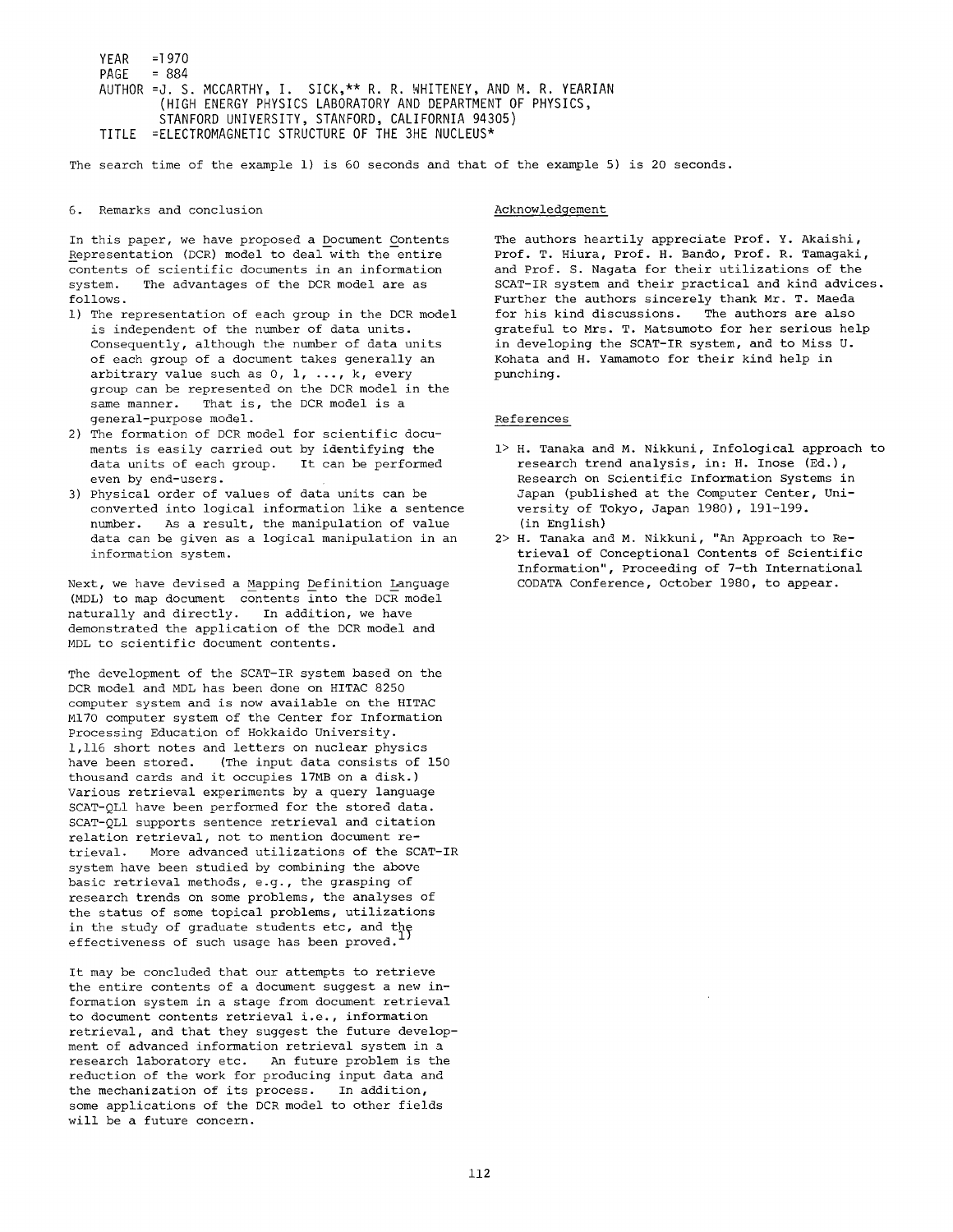```
YEAR   =1970
PAGE   = 884
AUTHOR =J. S. MCCARTHY, I.  SICK,** R. R. WHITENEY, AND M. R. YEARIAN
        (HIGH ENERGY PHYSICS LABORATORY AND DEPARTMENT OF PHYSICS,
        STANFORD UNIVERSITY, STANFORD, CALIFORNIA 94305)
TITLE  =ELECTROMAGNETIC STRUCTURE OF THE 3HE NUCLEUS*
```

The search time of the example 1) is 60 seconds and that of the example 5) is 20 seconds.

## 6. Remarks and conclusion

In this paper, we have proposed a Document Contents Representation (DCR) model to deal with the entire contents of scientific documents in an information system. The advantages of the DCR model are as follows.

1) The representation of each group in the DCR model is independent of the number of data units. Consequently, although the number of data units of each group of a document takes generally an arbitrary value such as 0, 1, ..., k, every group can be represented on the DCR model in the same manner. That is, the DCR model is a general-purpose model.
2) The formation of DCR model for scientific documents is easily carried out by identifying the data units of each group. It can be performed even by end-users.
3) Physical order of values of data units can be converted into logical information like a sentence number. As a result, the manipulation of value data can be given as a logical manipulation in an information system.

Next, we have devised a Mapping Definition Language (MDL) to map document contents into the DCR model naturally and directly. In addition, we have demonstrated the application of the DCR model and MDL to scientific document contents.

The development of the SCAT-IR system based on the DCR model and MDL has been done on HITAC 8250 computer system and is now available on the HITAC M170 computer system of the Center for Information Processing Education of Hokkaido University. 1,116 short notes and letters on nuclear physics have been stored. (The input data consists of 150 thousand cards and it occupies 17MB on a disk.) Various retrieval experiments by a query language SCAT-QL1 have been performed for the stored data. SCAT-QL1 supports sentence retrieval and citation relation retrieval, not to mention document retrieval. More advanced utilizations of the SCAT-IR system have been studied by combining the above basic retrieval methods, e.g., the grasping of research trends on some problems, the analyses of the status of some topical problems, utilizations in the study of graduate students etc, and the effectiveness of such usage has been proved.[1)]

It may be concluded that our attempts to retrieve the entire contents of a document suggest a new information system in a stage from document retrieval to document contents retrieval i.e., information retrieval, and that they suggest the future development of advanced information retrieval system in a research laboratory etc. An future problem is the reduction of the work for producing input data and the mechanization of its process. In addition, some applications of the DCR model to other fields will be a future concern.

## Acknowledgement

The authors heartily appreciate Prof. Y. Akaishi, Prof. T. Hiura, Prof. H. Bando, Prof. R. Tamagaki, and Prof. S. Nagata for their utilizations of the SCAT-IR system and their practical and kind advices. Further the authors sincerely thank Mr. T. Maeda for his kind discussions. The authors are also grateful to Mrs. T. Matsumoto for her serious help in developing the SCAT-IR system, and to Miss U. Kohata and H. Yamamoto for their kind help in punching.

## References

1> H. Tanaka and M. Nikkuni, Infological approach to research trend analysis, in: H. Inose (Ed.), Research on Scientific Information Systems in Japan (published at the Computer Center, University of Tokyo, Japan 1980), 191-199. (in English)

2> H. Tanaka and M. Nikkuni, "An Approach to Retrieval of Conceptional Contents of Scientific Information", Proceeding of 7-th International CODATA Conference, October 1980, to appear.